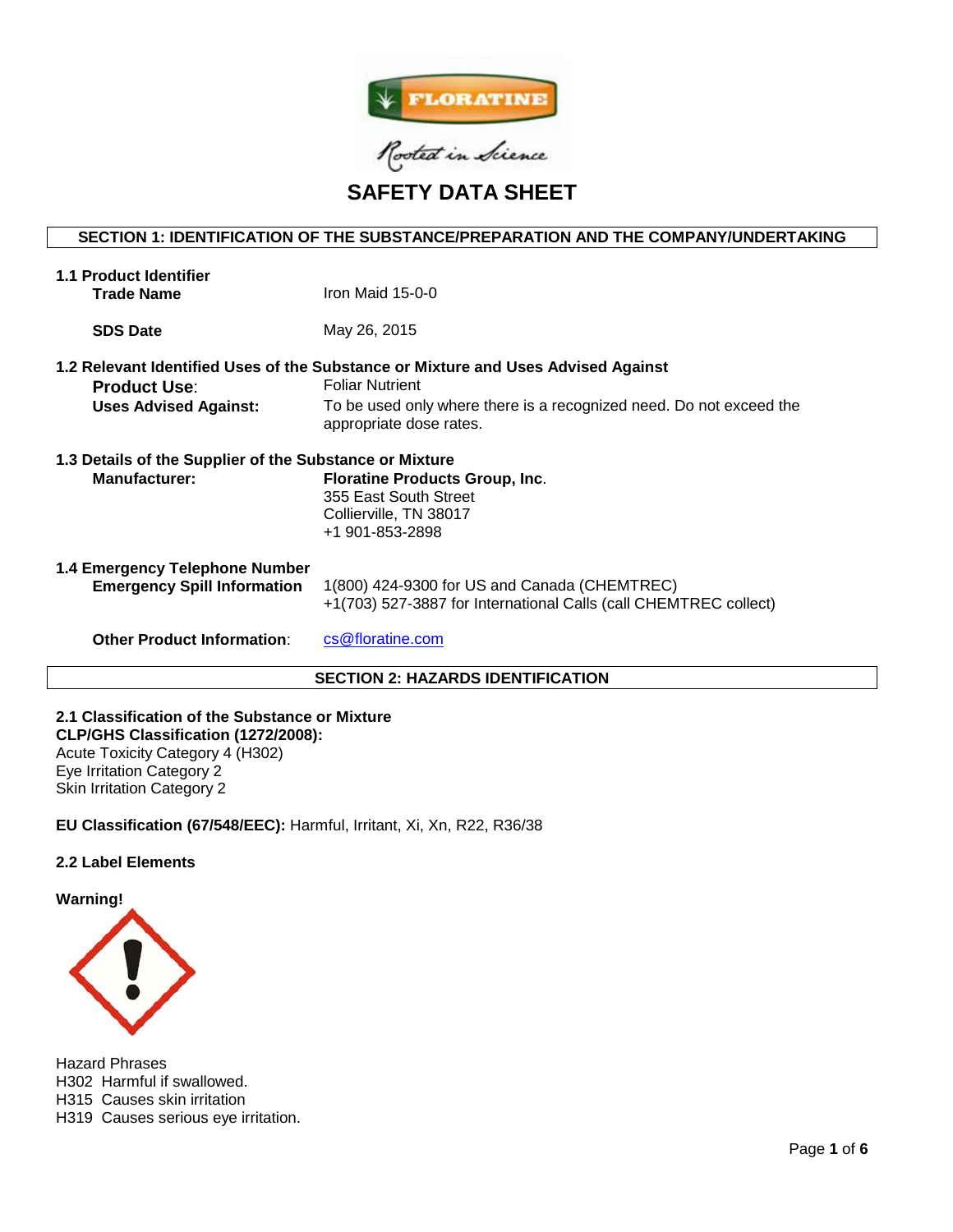FLORATINE

*Rooted in Science*

# SAFETY DATA SHEET

## SECTION 1: IDENTIFICATION OF THE SUBSTANCE/PREPARATION AND THE COMPANY/UNDERTAKING

### 1.1 Product Identifier

**Trade Name** Iron Maid 15-0-0

**SDS Date** May 26, 2015

### 1.2 Relevant Identified Uses of the Substance or Mixture and Uses Advised Against

**Product Use**: Foliar Nutrient

**Uses Advised Against:** To be used only where there is a recognized need. Do not exceed the appropriate dose rates.

### 1.3 Details of the Supplier of the Substance or Mixture

**Manufacturer:**
**Floratine Products Group, Inc**.
355 East South Street
Collierville, TN 38017
+1 901-853-2898

### 1.4 Emergency Telephone Number

**Emergency Spill Information**
1(800) 424-9300 for US and Canada (CHEMTREC)
+1(703) 527-3887 for International Calls (call CHEMTREC collect)

**Other Product Information**: cs@floratine.com

## SECTION 2: HAZARDS IDENTIFICATION

### 2.1 Classification of the Substance or Mixture

**CLP/GHS Classification (1272/2008):**
Acute Toxicity Category 4 (H302)
Eye Irritation Category 2
Skin Irritation Category 2

**EU Classification (67/548/EEC):** Harmful, Irritant, Xi, Xn, R22, R36/38

### 2.2 Label Elements

**Warning!**

Hazard Phrases
H302 Harmful if swallowed.
H315 Causes skin irritation
H319 Causes serious eye irritation.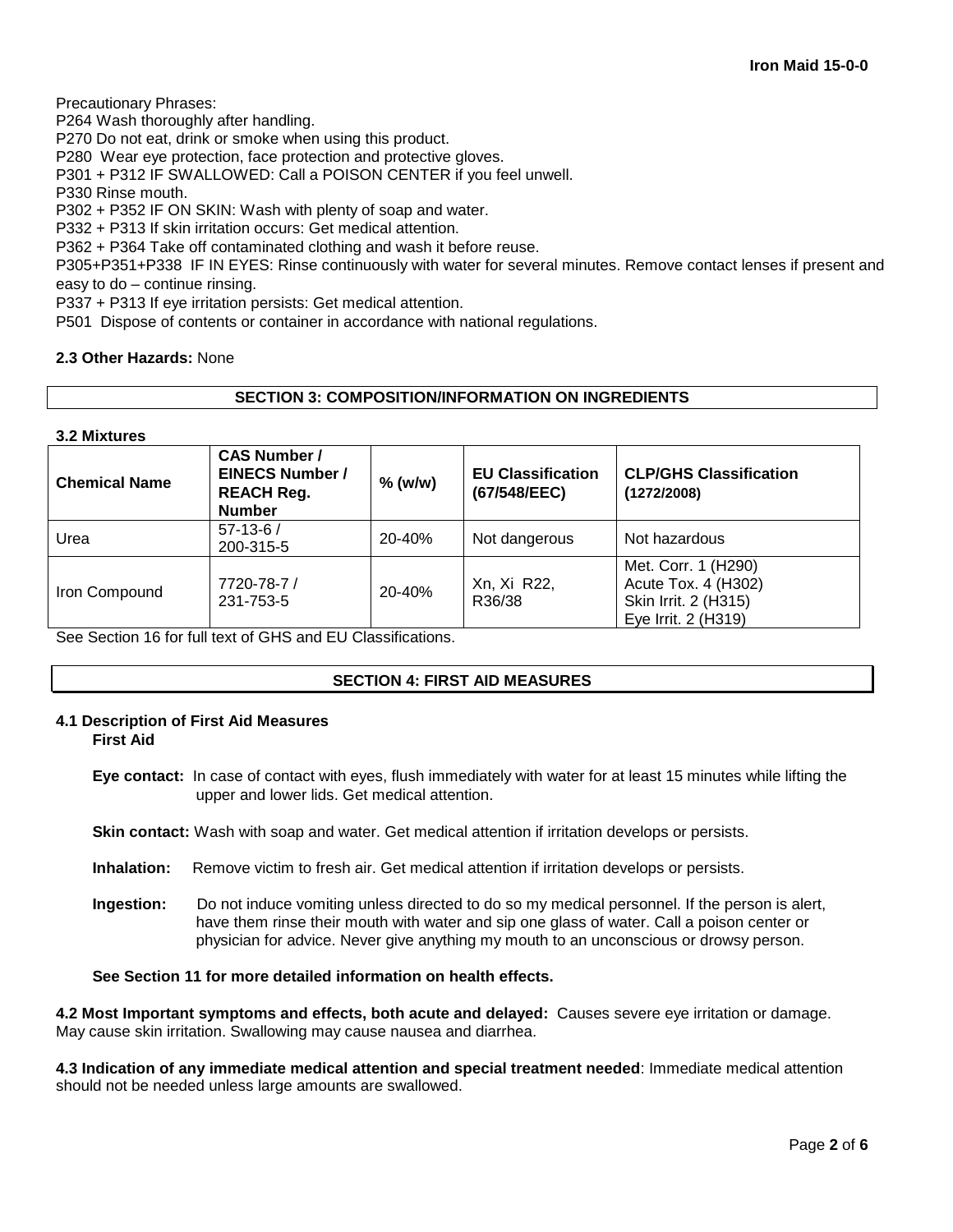Precautionary Phrases:
P264 Wash thoroughly after handling.
P270 Do not eat, drink or smoke when using this product.
P280 Wear eye protection, face protection and protective gloves.
P301 + P312 IF SWALLOWED: Call a POISON CENTER if you feel unwell.
P330 Rinse mouth.
P302 + P352 IF ON SKIN: Wash with plenty of soap and water.
P332 + P313 If skin irritation occurs: Get medical attention.
P362 + P364 Take off contaminated clothing and wash it before reuse.
P305+P351+P338 IF IN EYES: Rinse continuously with water for several minutes. Remove contact lenses if present and easy to do – continue rinsing.
P337 + P313 If eye irritation persists: Get medical attention.
P501 Dispose of contents or container in accordance with national regulations.

**2.3 Other Hazards:** None

## SECTION 3: COMPOSITION/INFORMATION ON INGREDIENTS

**3.2 Mixtures**

| Chemical Name | CAS Number / EINECS Number / REACH Reg. Number | % (w/w) | EU Classification (67/548/EEC) | CLP/GHS Classification (1272/2008) |
|---|---|---|---|---|
| Urea | 57-13-6 / 200-315-5 | 20-40% | Not dangerous | Not hazardous |
| Iron Compound | 7720-78-7 / 231-753-5 | 20-40% | Xn, Xi R22, R36/38 | Met. Corr. 1 (H290) Acute Tox. 4 (H302) Skin Irrit. 2 (H315) Eye Irrit. 2 (H319) |

See Section 16 for full text of GHS and EU Classifications.

## SECTION 4: FIRST AID MEASURES

### 4.1 Description of First Aid Measures

**First Aid**

**Eye contact:** In case of contact with eyes, flush immediately with water for at least 15 minutes while lifting the upper and lower lids. Get medical attention.

**Skin contact:** Wash with soap and water. Get medical attention if irritation develops or persists.

**Inhalation:** Remove victim to fresh air. Get medical attention if irritation develops or persists.

**Ingestion:** Do not induce vomiting unless directed to do so my medical personnel. If the person is alert, have them rinse their mouth with water and sip one glass of water. Call a poison center or physician for advice. Never give anything my mouth to an unconscious or drowsy person.

**See Section 11 for more detailed information on health effects.**

**4.2 Most Important symptoms and effects, both acute and delayed:** Causes severe eye irritation or damage. May cause skin irritation. Swallowing may cause nausea and diarrhea.

**4.3 Indication of any immediate medical attention and special treatment needed**: Immediate medical attention should not be needed unless large amounts are swallowed.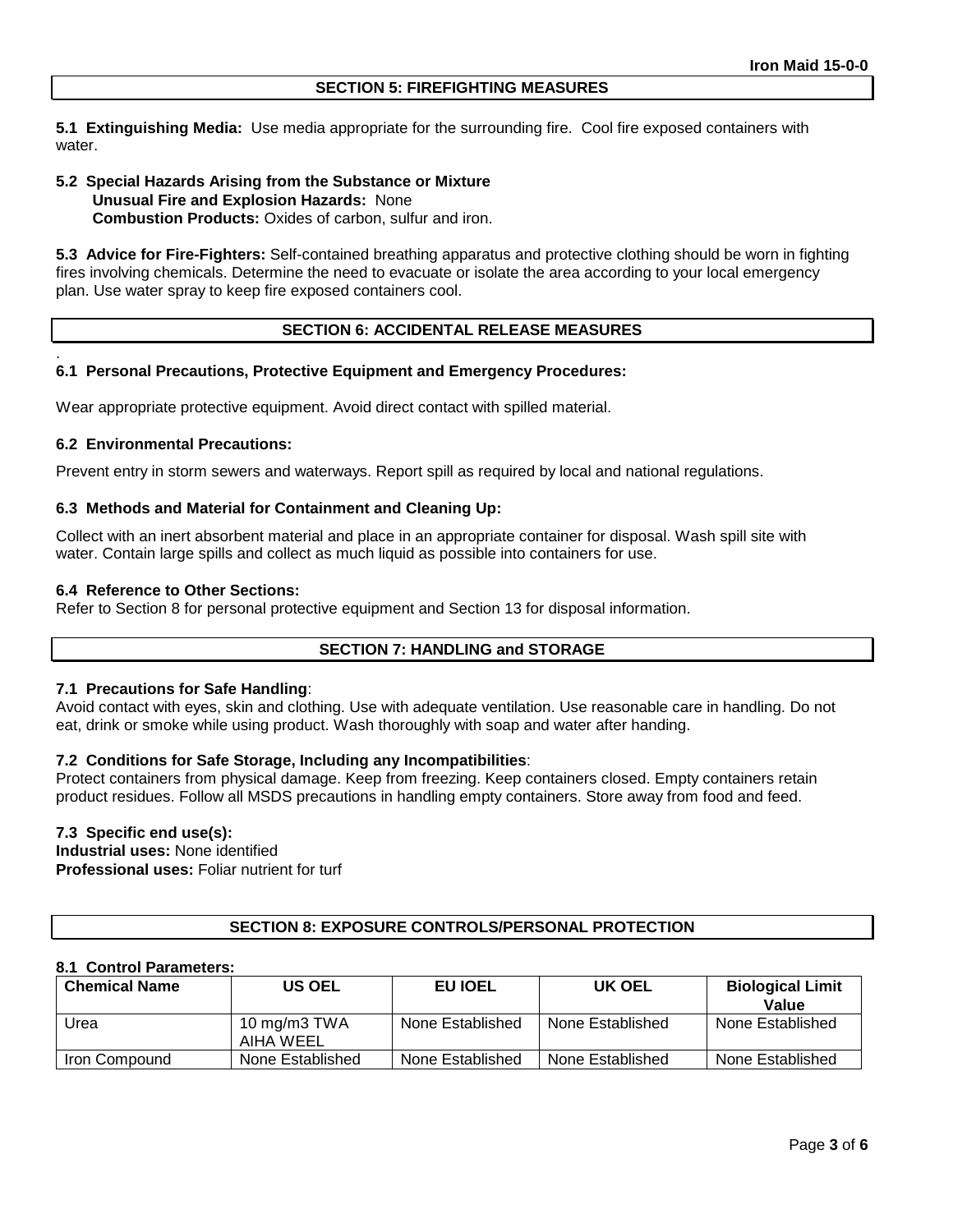## SECTION 5: FIREFIGHTING MEASURES

**5.1 Extinguishing Media:** Use media appropriate for the surrounding fire. Cool fire exposed containers with water.

**5.2 Special Hazards Arising from the Substance or Mixture**
**Unusual Fire and Explosion Hazards:** None
**Combustion Products:** Oxides of carbon, sulfur and iron.

**5.3 Advice for Fire-Fighters:** Self-contained breathing apparatus and protective clothing should be worn in fighting fires involving chemicals. Determine the need to evacuate or isolate the area according to your local emergency plan. Use water spray to keep fire exposed containers cool.

## SECTION 6: ACCIDENTAL RELEASE MEASURES

### 6.1 Personal Precautions, Protective Equipment and Emergency Procedures:

Wear appropriate protective equipment. Avoid direct contact with spilled material.

### 6.2 Environmental Precautions:

Prevent entry in storm sewers and waterways. Report spill as required by local and national regulations.

### 6.3 Methods and Material for Containment and Cleaning Up:

Collect with an inert absorbent material and place in an appropriate container for disposal. Wash spill site with water. Contain large spills and collect as much liquid as possible into containers for use.

### 6.4 Reference to Other Sections:

Refer to Section 8 for personal protective equipment and Section 13 for disposal information.

## SECTION 7: HANDLING and STORAGE

**7.1 Precautions for Safe Handling**:
Avoid contact with eyes, skin and clothing. Use with adequate ventilation. Use reasonable care in handling. Do not eat, drink or smoke while using product. Wash thoroughly with soap and water after handing.

**7.2 Conditions for Safe Storage, Including any Incompatibilities**:
Protect containers from physical damage. Keep from freezing. Keep containers closed. Empty containers retain product residues. Follow all MSDS precautions in handling empty containers. Store away from food and feed.

**7.3 Specific end use(s):**
**Industrial uses:** None identified
**Professional uses:** Foliar nutrient for turf

## SECTION 8: EXPOSURE CONTROLS/PERSONAL PROTECTION

**8.1 Control Parameters:**

| Chemical Name | US OEL | EU IOEL | UK OEL | Biological Limit Value |
|---|---|---|---|---|
| Urea | 10 mg/m3 TWA AIHA WEEL | None Established | None Established | None Established |
| Iron Compound | None Established | None Established | None Established | None Established |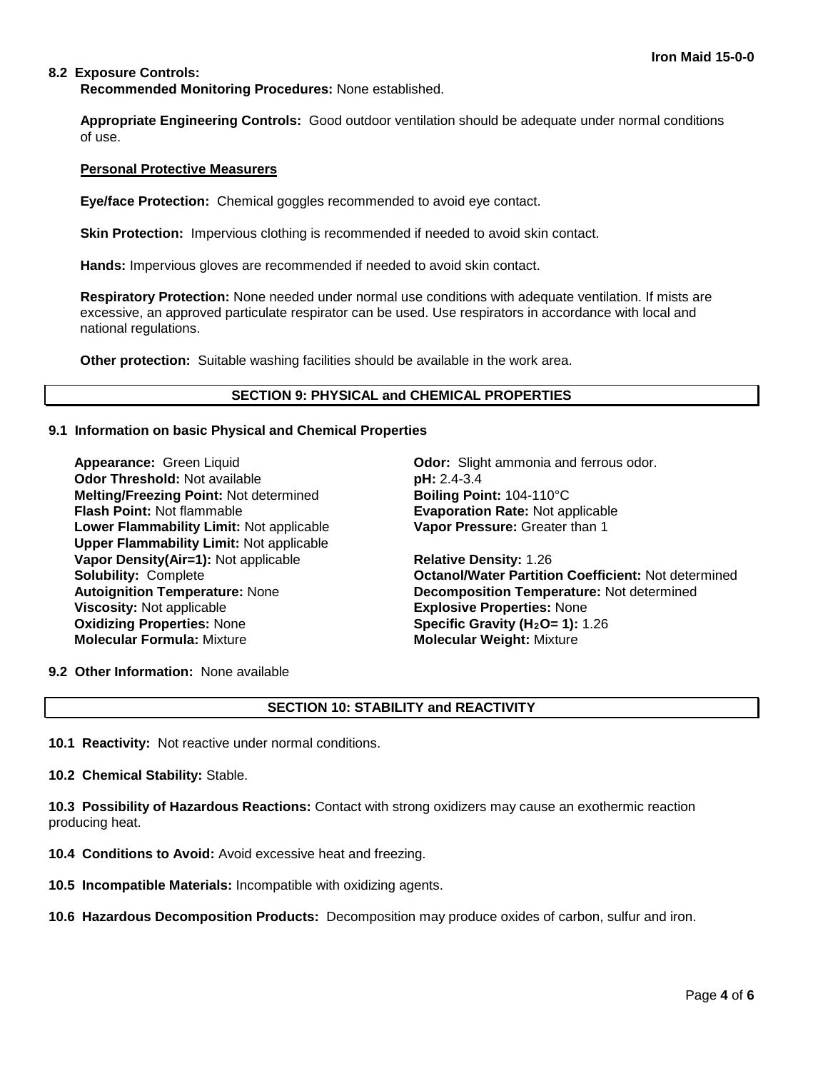**8.2 Exposure Controls:**

**Recommended Monitoring Procedures:** None established.

**Appropriate Engineering Controls:** Good outdoor ventilation should be adequate under normal conditions of use.

**Personal Protective Measurers**

**Eye/face Protection:** Chemical goggles recommended to avoid eye contact.

**Skin Protection:** Impervious clothing is recommended if needed to avoid skin contact.

**Hands:** Impervious gloves are recommended if needed to avoid skin contact.

**Respiratory Protection:** None needed under normal use conditions with adequate ventilation. If mists are excessive, an approved particulate respirator can be used. Use respirators in accordance with local and national regulations.

**Other protection:** Suitable washing facilities should be available in the work area.

## SECTION 9: PHYSICAL and CHEMICAL PROPERTIES

**9.1 Information on basic Physical and Chemical Properties**

**Appearance:** Green Liquid
**Odor:** Slight ammonia and ferrous odor.
**Odor Threshold:** Not available
**pH:** 2.4-3.4
**Melting/Freezing Point:** Not determined
**Boiling Point:** 104-110°C
**Flash Point:** Not flammable
**Evaporation Rate:** Not applicable
**Lower Flammability Limit:** Not applicable
**Vapor Pressure:** Greater than 1
**Upper Flammability Limit:** Not applicable
**Vapor Density(Air=1):** Not applicable
**Relative Density:** 1.26
**Solubility:** Complete
**Octanol/Water Partition Coefficient:** Not determined
**Autoignition Temperature:** None
**Decomposition Temperature:** Not determined
**Viscosity:** Not applicable
**Explosive Properties:** None
**Oxidizing Properties:** None
**Specific Gravity ($H_2O$= 1):** 1.26
**Molecular Formula:** Mixture
**Molecular Weight:** Mixture

**9.2 Other Information:** None available

## SECTION 10: STABILITY and REACTIVITY

**10.1 Reactivity:** Not reactive under normal conditions.

**10.2 Chemical Stability:** Stable.

**10.3 Possibility of Hazardous Reactions:** Contact with strong oxidizers may cause an exothermic reaction producing heat.

**10.4 Conditions to Avoid:** Avoid excessive heat and freezing.

**10.5 Incompatible Materials:** Incompatible with oxidizing agents.

**10.6 Hazardous Decomposition Products:** Decomposition may produce oxides of carbon, sulfur and iron.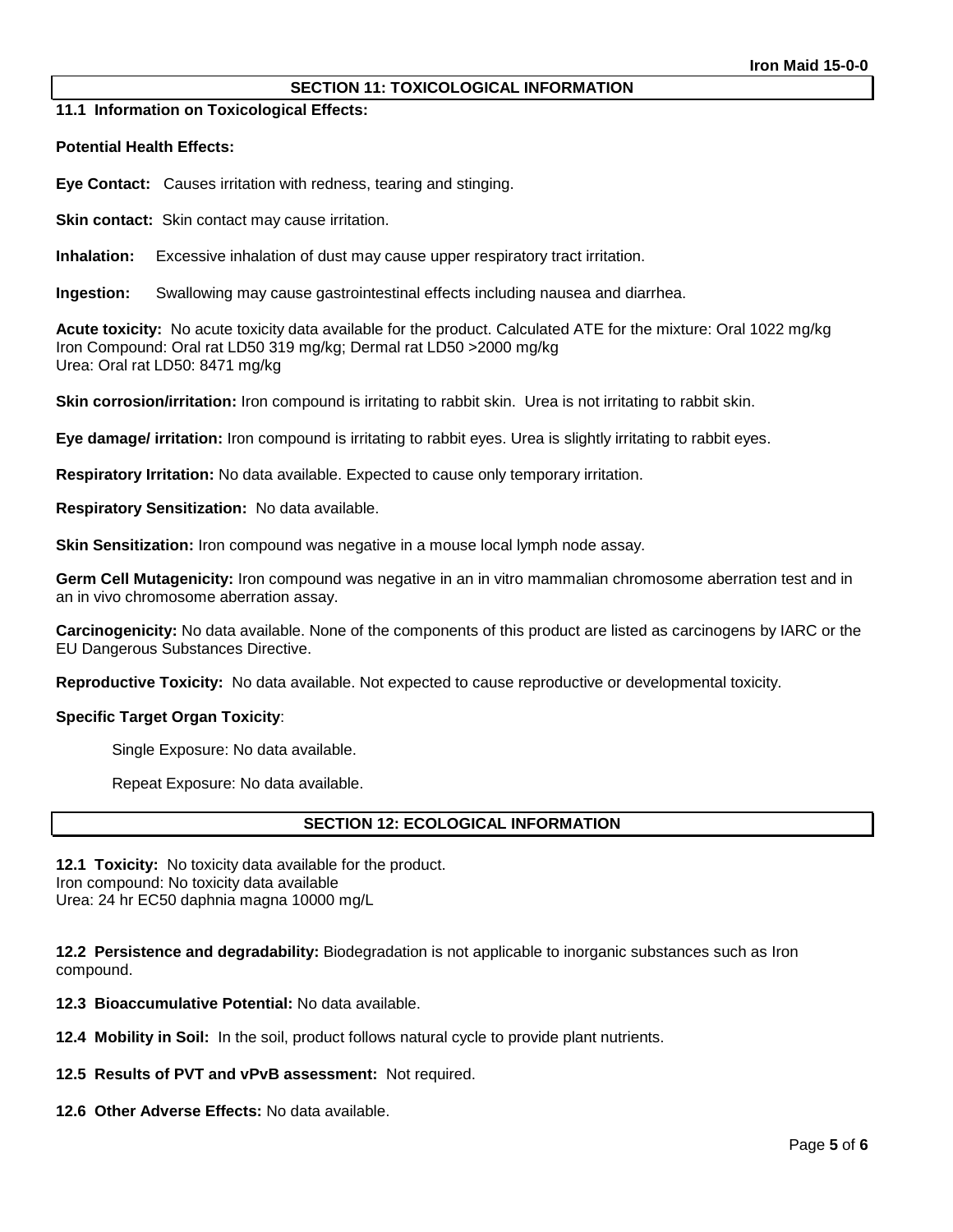## SECTION 11: TOXICOLOGICAL INFORMATION

**11.1 Information on Toxicological Effects:**

**Potential Health Effects:**

**Eye Contact:** Causes irritation with redness, tearing and stinging.

**Skin contact:** Skin contact may cause irritation.

**Inhalation:** Excessive inhalation of dust may cause upper respiratory tract irritation.

**Ingestion:** Swallowing may cause gastrointestinal effects including nausea and diarrhea.

**Acute toxicity:** No acute toxicity data available for the product. Calculated ATE for the mixture: Oral 1022 mg/kg
Iron Compound: Oral rat LD50 319 mg/kg; Dermal rat LD50 >2000 mg/kg
Urea: Oral rat LD50: 8471 mg/kg

**Skin corrosion/irritation:** Iron compound is irritating to rabbit skin. Urea is not irritating to rabbit skin.

**Eye damage/ irritation:** Iron compound is irritating to rabbit eyes. Urea is slightly irritating to rabbit eyes.

**Respiratory Irritation:** No data available. Expected to cause only temporary irritation.

**Respiratory Sensitization:** No data available.

**Skin Sensitization:** Iron compound was negative in a mouse local lymph node assay.

**Germ Cell Mutagenicity:** Iron compound was negative in an in vitro mammalian chromosome aberration test and in an in vivo chromosome aberration assay.

**Carcinogenicity:** No data available. None of the components of this product are listed as carcinogens by IARC or the EU Dangerous Substances Directive.

**Reproductive Toxicity:** No data available. Not expected to cause reproductive or developmental toxicity.

**Specific Target Organ Toxicity**:

Single Exposure: No data available.

Repeat Exposure: No data available.

## SECTION 12: ECOLOGICAL INFORMATION

**12.1 Toxicity:** No toxicity data available for the product.
Iron compound: No toxicity data available
Urea: 24 hr EC50 daphnia magna 10000 mg/L

**12.2 Persistence and degradability:** Biodegradation is not applicable to inorganic substances such as Iron compound.

**12.3 Bioaccumulative Potential:** No data available.

**12.4 Mobility in Soil:** In the soil, product follows natural cycle to provide plant nutrients.

**12.5 Results of PVT and vPvB assessment:** Not required.

**12.6 Other Adverse Effects:** No data available.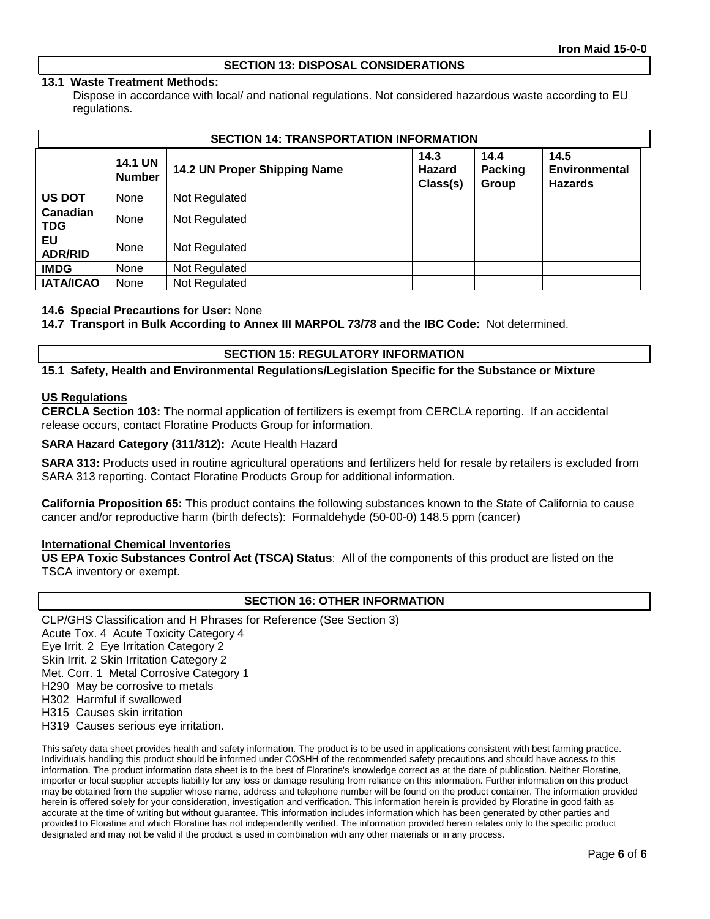## SECTION 13: DISPOSAL CONSIDERATIONS

**13.1 Waste Treatment Methods:**

Dispose in accordance with local/ and national regulations. Not considered hazardous waste according to EU regulations.

## SECTION 14: TRANSPORTATION INFORMATION

| | 14.1 UN Number | 14.2 UN Proper Shipping Name | 14.3 Hazard Class(s) | 14.4 Packing Group | 14.5 Environmental Hazards |
|---|---|---|---|---|---|
| **US DOT** | None | Not Regulated | | | |
| **Canadian TDG** | None | Not Regulated | | | |
| **EU ADR/RID** | None | Not Regulated | | | |
| **IMDG** | None | Not Regulated | | | |
| **IATA/ICAO** | None | Not Regulated | | | |

**14.6 Special Precautions for User:** None

**14.7 Transport in Bulk According to Annex III MARPOL 73/78 and the IBC Code:** Not determined.

## SECTION 15: REGULATORY INFORMATION

**15.1 Safety, Health and Environmental Regulations/Legislation Specific for the Substance or Mixture**

**US Regulations**

**CERCLA Section 103:** The normal application of fertilizers is exempt from CERCLA reporting. If an accidental release occurs, contact Floratine Products Group for information.

**SARA Hazard Category (311/312):** Acute Health Hazard

**SARA 313:** Products used in routine agricultural operations and fertilizers held for resale by retailers is excluded from SARA 313 reporting. Contact Floratine Products Group for additional information.

**California Proposition 65:** This product contains the following substances known to the State of California to cause cancer and/or reproductive harm (birth defects): Formaldehyde (50-00-0) 148.5 ppm (cancer)

**International Chemical Inventories**

**US EPA Toxic Substances Control Act (TSCA) Status**: All of the components of this product are listed on the TSCA inventory or exempt.

## SECTION 16: OTHER INFORMATION

CLP/GHS Classification and H Phrases for Reference (See Section 3)

Acute Tox. 4 Acute Toxicity Category 4
Eye Irrit. 2 Eye Irritation Category 2
Skin Irrit. 2 Skin Irritation Category 2
Met. Corr. 1 Metal Corrosive Category 1
H290 May be corrosive to metals
H302 Harmful if swallowed
H315 Causes skin irritation
H319 Causes serious eye irritation.

This safety data sheet provides health and safety information. The product is to be used in applications consistent with best farming practice. Individuals handling this product should be informed under COSHH of the recommended safety precautions and should have access to this information. The product information data sheet is to the best of Floratine's knowledge correct as at the date of publication. Neither Floratine, importer or local supplier accepts liability for any loss or damage resulting from reliance on this information. Further information on this product may be obtained from the supplier whose name, address and telephone number will be found on the product container. The information provided herein is offered solely for your consideration, investigation and verification. This information herein is provided by Floratine in good faith as accurate at the time of writing but without guarantee. This information includes information which has been generated by other parties and provided to Floratine and which Floratine has not independently verified. The information provided herein relates only to the specific product designated and may not be valid if the product is used in combination with any other materials or in any process.